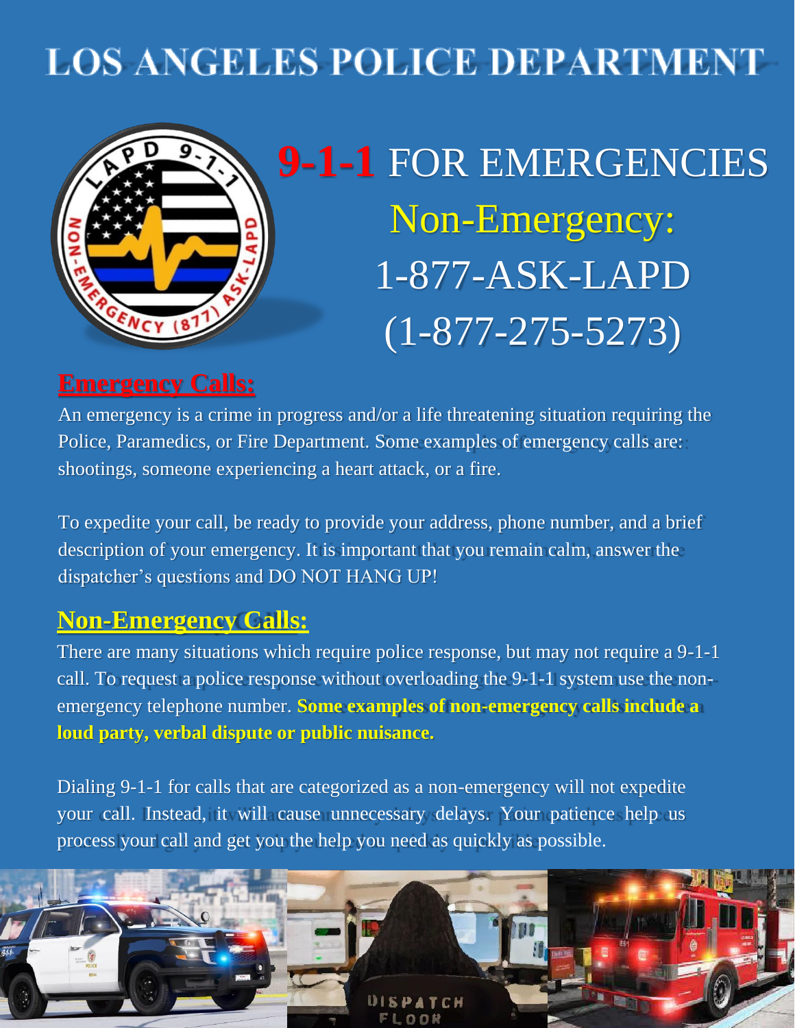# LOS ANGELES POLICE DEPARTMENT

## 9-1-1 FOR EMERGENCIES

## Non-Emergency:

## 1-877-ASK-LAPD

## (1-877-275-5273)

## Emergency Calls:

An emergency is a crime in progress and/or a life threatening situation requiring the Police, Paramedics, or Fire Department. Some examples of emergency calls are: shootings, someone experiencing a heart attack, or a fire.

To expedite your call, be ready to provide your address, phone number, and a brief description of your emergency. It is important that you remain calm, answer the dispatcher's questions and DO NOT HANG UP!

## Non-Emergency Calls:

There are many situations which require police response, but may not require a 9-1-1 call. To request a police response without overloading the 9-1-1 system use the non-emergency telephone number. **Some examples of non-emergency calls include a loud party, verbal dispute or public nuisance.**

Dialing 9-1-1 for calls that are categorized as a non-emergency will not expedite your call. Instead, it will cause unnecessary delays. Your patience help us process your call and get you the help you need as quickly as possible.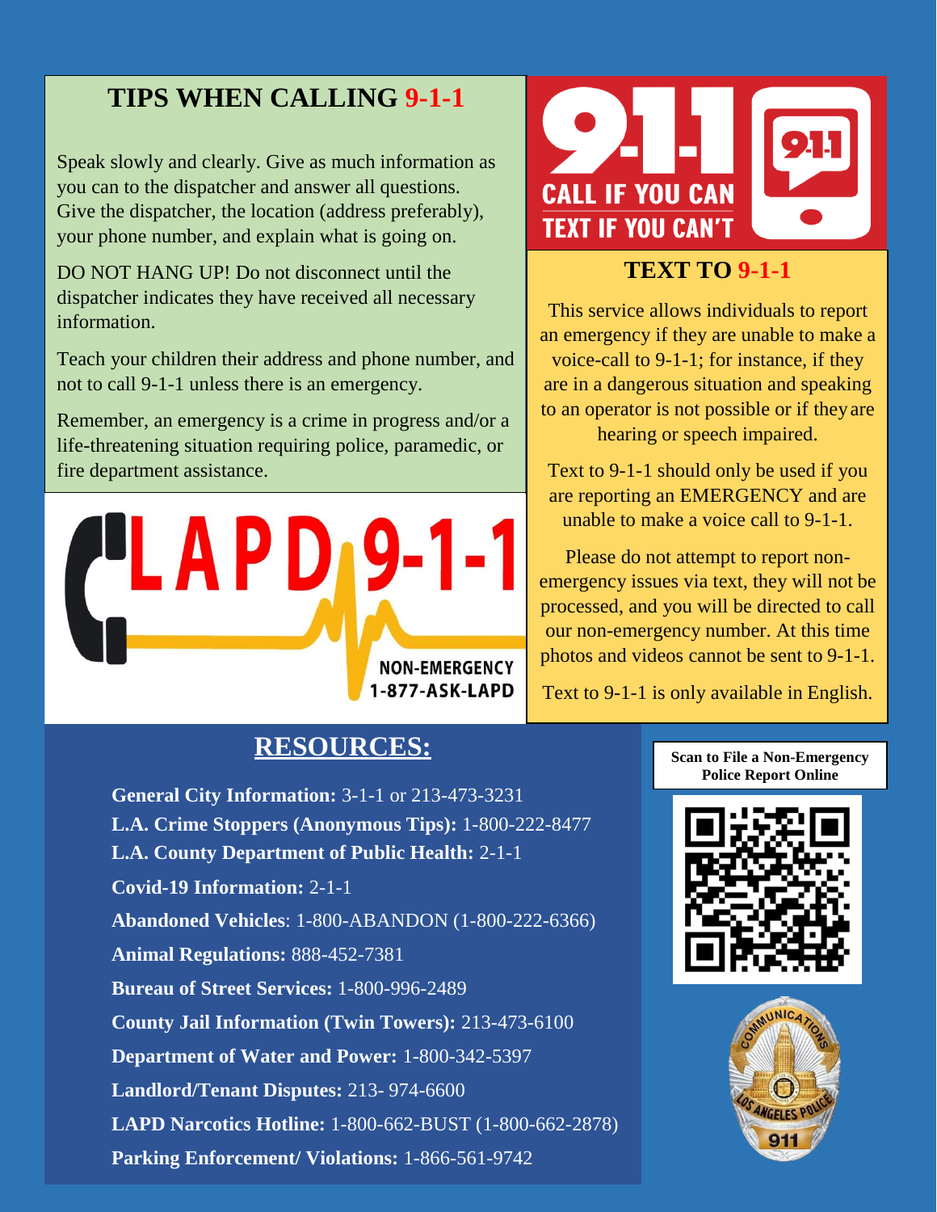## TIPS WHEN CALLING 9-1-1

Speak slowly and clearly. Give as much information as you can to the dispatcher and answer all questions. Give the dispatcher, the location (address preferably), your phone number, and explain what is going on.

DO NOT HANG UP! Do not disconnect until the dispatcher indicates they have received all necessary information.

Teach your children their address and phone number, and not to call 9-1-1 unless there is an emergency.

Remember, an emergency is a crime in progress and/or a life-threatening situation requiring police, paramedic, or fire department assistance.

LAPD 9-1-1

NON-EMERGENCY
1-877-ASK-LAPD

9-1-1
CALL IF YOU CAN
TEXT IF YOU CAN'T

## TEXT TO 9-1-1

This service allows individuals to report an emergency if they are unable to make a voice-call to 9-1-1; for instance, if they are in a dangerous situation and speaking to an operator is not possible or if they are hearing or speech impaired.

Text to 9-1-1 should only be used if you are reporting an EMERGENCY and are unable to make a voice call to 9-1-1.

Please do not attempt to report non-emergency issues via text, they will not be processed, and you will be directed to call our non-emergency number. At this time photos and videos cannot be sent to 9-1-1.

Text to 9-1-1 is only available in English.

## RESOURCES:

**General City Information:** 3-1-1 or 213-473-3231
**L.A. Crime Stoppers (Anonymous Tips):** 1-800-222-8477
**L.A. County Department of Public Health:** 2-1-1
**Covid-19 Information:** 2-1-1
**Abandoned Vehicles**: 1-800-ABANDON (1-800-222-6366)
**Animal Regulations:** 888-452-7381
**Bureau of Street Services:** 1-800-996-2489
**County Jail Information (Twin Towers):** 213-473-6100
**Department of Water and Power:** 1-800-342-5397
**Landlord/Tenant Disputes:** 213- 974-6600
**LAPD Narcotics Hotline:** 1-800-662-BUST (1-800-662-2878)
**Parking Enforcement/ Violations:** 1-866-561-9742

**Scan to File a Non-Emergency Police Report Online**